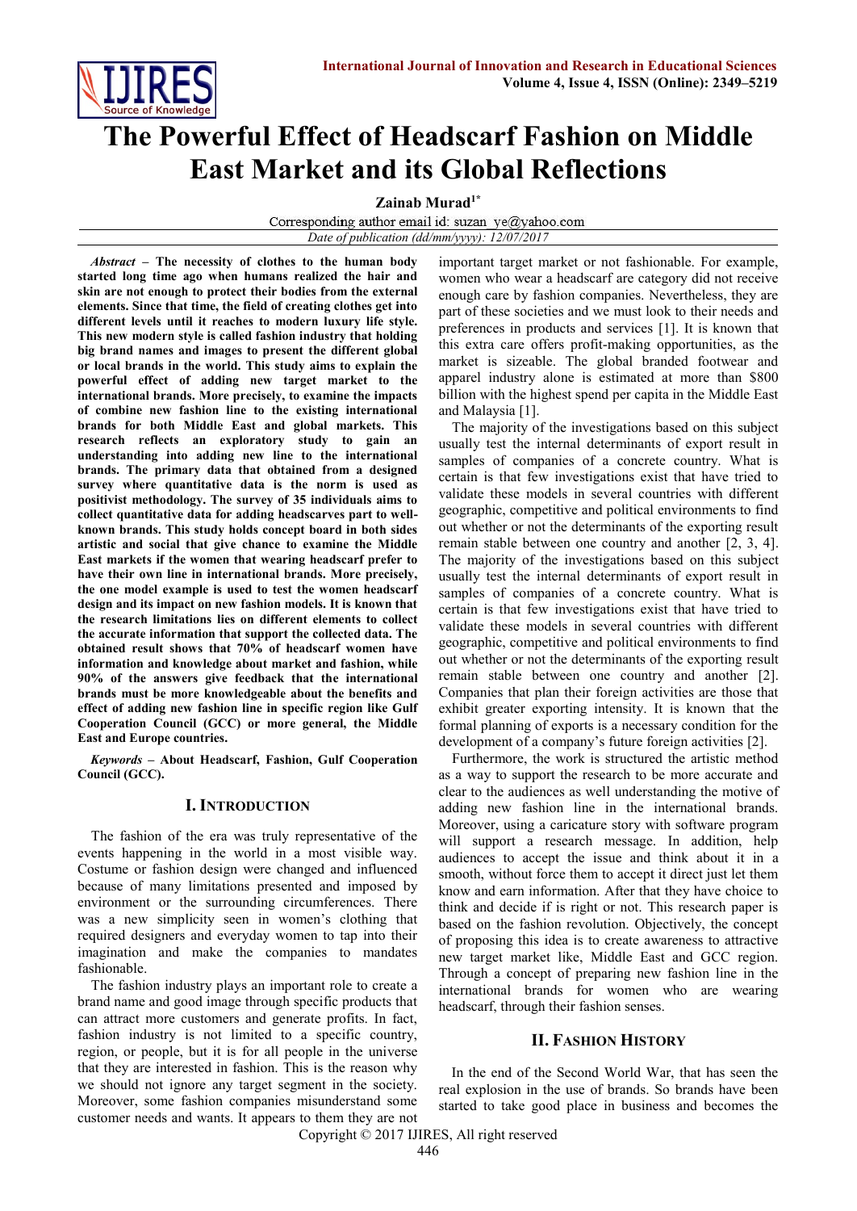# The Powerful Effect of Headscarf Fashion on Middle East Market and its Global Reflections

**Zainab Murad[1*]**

Corresponding author email id: suzan_ye@yahoo.com

*Date of publication (dd/mm/yyyy): 12/07/2017*

***Abstract* – The necessity of clothes to the human body started long time ago when humans realized the hair and skin are not enough to protect their bodies from the external elements. Since that time, the field of creating clothes get into different levels until it reaches to modern luxury life style. This new modern style is called fashion industry that holding big brand names and images to present the different global or local brands in the world. This study aims to explain the powerful effect of adding new target market to the international brands. More precisely, to examine the impacts of combine new fashion line to the existing international brands for both Middle East and global markets. This research reflects an exploratory study to gain an understanding into adding new line to the international brands. The primary data that obtained from a designed survey where quantitative data is the norm is used as positivist methodology. The survey of 35 individuals aims to collect quantitative data for adding headscarves part to well-known brands. This study holds concept board in both sides artistic and social that give chance to examine the Middle East markets if the women that wearing headscarf prefer to have their own line in international brands. More precisely, the one model example is used to test the women headscarf design and its impact on new fashion models. It is known that the research limitations lies on different elements to collect the accurate information that support the collected data. The obtained result shows that 70% of headscarf women have information and knowledge about market and fashion, while 90% of the answers give feedback that the international brands must be more knowledgeable about the benefits and effect of adding new fashion line in specific region like Gulf Cooperation Council (GCC) or more general, the Middle East and Europe countries.**

***Keywords* – About Headscarf, Fashion, Gulf Cooperation Council (GCC).**

## I. Introduction

The fashion of the era was truly representative of the events happening in the world in a most visible way. Costume or fashion design were changed and influenced because of many limitations presented and imposed by environment or the surrounding circumferences. There was a new simplicity seen in women's clothing that required designers and everyday women to tap into their imagination and make the companies to mandates fashionable.

The fashion industry plays an important role to create a brand name and good image through specific products that can attract more customers and generate profits. In fact, fashion industry is not limited to a specific country, region, or people, but it is for all people in the universe that they are interested in fashion. This is the reason why we should not ignore any target segment in the society. Moreover, some fashion companies misunderstand some customer needs and wants. It appears to them they are not important target market or not fashionable. For example, women who wear a headscarf are category did not receive enough care by fashion companies. Nevertheless, they are part of these societies and we must look to their needs and preferences in products and services [1]. It is known that this extra care offers profit-making opportunities, as the market is sizeable. The global branded footwear and apparel industry alone is estimated at more than $800 billion with the highest spend per capita in the Middle East and Malaysia [1].

The majority of the investigations based on this subject usually test the internal determinants of export result in samples of companies of a concrete country. What is certain is that few investigations exist that have tried to validate these models in several countries with different geographic, competitive and political environments to find out whether or not the determinants of the exporting result remain stable between one country and another [2, 3, 4]. The majority of the investigations based on this subject usually test the internal determinants of export result in samples of companies of a concrete country. What is certain is that few investigations exist that have tried to validate these models in several countries with different geographic, competitive and political environments to find out whether or not the determinants of the exporting result remain stable between one country and another [2]. Companies that plan their foreign activities are those that exhibit greater exporting intensity. It is known that the formal planning of exports is a necessary condition for the development of a company's future foreign activities [2].

Furthermore, the work is structured the artistic method as a way to support the research to be more accurate and clear to the audiences as well understanding the motive of adding new fashion line in the international brands. Moreover, using a caricature story with software program will support a research message. In addition, help audiences to accept the issue and think about it in a smooth, without force them to accept it direct just let them know and earn information. After that they have choice to think and decide if is right or not. This research paper is based on the fashion revolution. Objectively, the concept of proposing this idea is to create awareness to attractive new target market like, Middle East and GCC region. Through a concept of preparing new fashion line in the international brands for women who are wearing headscarf, through their fashion senses.

## II. Fashion History

In the end of the Second World War, that has seen the real explosion in the use of brands. So brands have been started to take good place in business and becomes the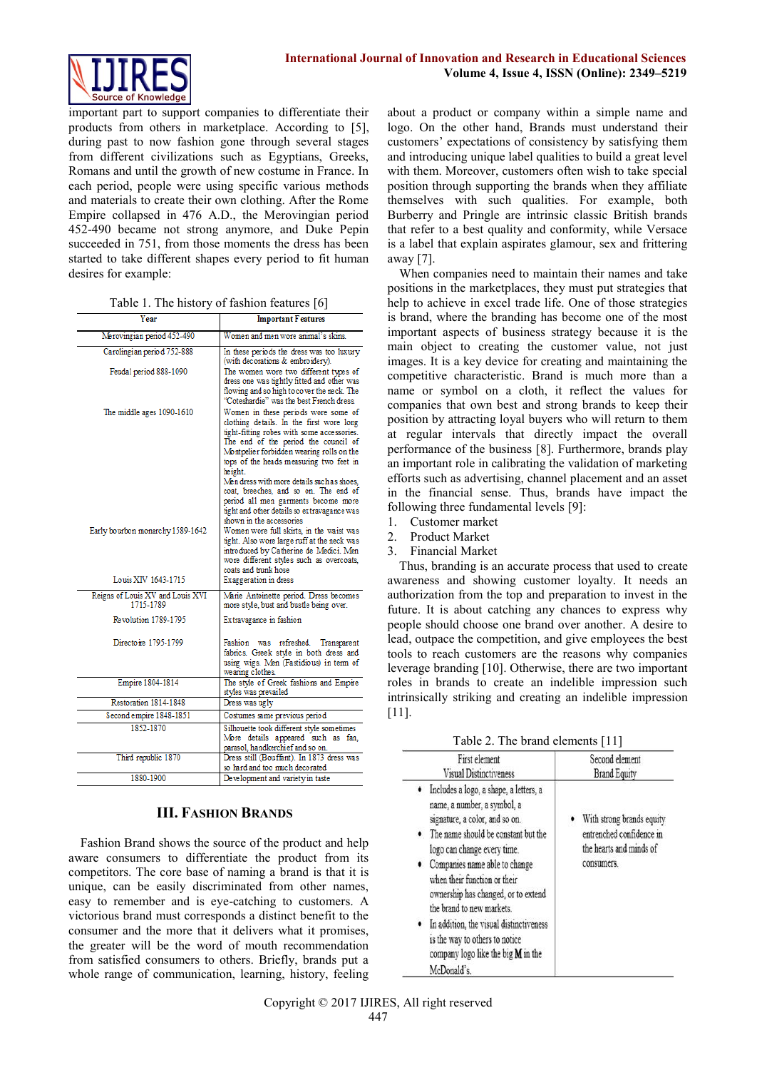important part to support companies to differentiate their products from others in marketplace. According to [5], during past to now fashion gone through several stages from different civilizations such as Egyptians, Greeks, Romans and until the growth of new costume in France. In each period, people were using specific various methods and materials to create their own clothing. After the Rome Empire collapsed in 476 A.D., the Merovingian period 452-490 became not strong anymore, and Duke Pepin succeeded in 751, from those moments the dress has been started to take different shapes every period to fit human desires for example:

Table 1. The history of fashion features [6]

| Year | Important Features |
|---|---|
| Merovingian period 452-490 | Women and men wore animal's skins. |
| Carolingian period 752-888 | In these periods the dress was too luxury (with decorations & embroidery). |
| Feudal period 888-1090 | The women wore two different types of dress one was tightly fitted and other was flowing and so high to cover the neck. The "Coteshardie" was the best French dress. |
| The middle ages 1090-1610 | Women in these periods wore some of clothing details. In the first wore long tight-fitting robes with some accessories. The end of the period the council of Montpelier forbidden wearing rolls on the tops of the heads measuring two feet in height. Men dress with more details such as shoes, coat, breeches, and so on. The end of period all men garments become more tight and other details so extravagance was shown in the accessories |
| Early bourbon monarchy 1589-1642 | Women wore full skirts, in the waist was tight. Also wore large ruff at the neck was introduced by Catherine de Medici. Men wore different styles such as overcoats, coats and trunk hose |
| Louis XIV 1643-1715 | Exaggeration in dress |
| Reigns of Louis XV and Louis XVI 1715-1789 | Marie Antoinette period. Dress becomes more style, bust and bustle being over. |
| Revolution 1789-1795 | Extravagance in fashion |
| Directoire 1795-1799 | Fashion was refreshed. Transparent fabrics. Greek style in both dress and using wigs. Men (Fastidious) in term of wearing clothes. |
| Empire 1804-1814 | The style of Greek fashions and Empire styles was prevailed |
| Restoration 1814-1848 | Dress was ugly |
| Second empire 1848-1851 | Costumes same previous period |
| 1852-1870 | Silhouette took different style sometimes More details appeared such as fan, parasol, handkerchief and so on. |
| Third republic 1870 | Dress still (Bouffant). In 1873 dress was so hard and too much decorated |
| 1880-1900 | Development and variety in taste |

## III. Fashion Brands

Fashion Brand shows the source of the product and help aware consumers to differentiate the product from its competitors. The core base of naming a brand is that it is unique, can be easily discriminated from other names, easy to remember and is eye-catching to customers. A victorious brand must corresponds a distinct benefit to the consumer and the more that it delivers what it promises, the greater will be the word of mouth recommendation from satisfied consumers to others. Briefly, brands put a whole range of communication, learning, history, feeling about a product or company within a simple name and logo. On the other hand, Brands must understand their customers' expectations of consistency by satisfying them and introducing unique label qualities to build a great level with them. Moreover, customers often wish to take special position through supporting the brands when they affiliate themselves with such qualities. For example, both Burberry and Pringle are intrinsic classic British brands that refer to a best quality and conformity, while Versace is a label that explain aspirates glamour, sex and frittering away [7].

When companies need to maintain their names and take positions in the marketplaces, they must put strategies that help to achieve in excel trade life. One of those strategies is brand, where the branding has become one of the most important aspects of business strategy because it is the main object to creating the customer value, not just images. It is a key device for creating and maintaining the competitive characteristic. Brand is much more than a name or symbol on a cloth, it reflect the values for companies that own best and strong brands to keep their position by attracting loyal buyers who will return to them at regular intervals that directly impact the overall performance of the business [8]. Furthermore, brands play an important role in calibrating the validation of marketing efforts such as advertising, channel placement and an asset in the financial sense. Thus, brands have impact the following three fundamental levels [9]:

1. Customer market
2. Product Market
3. Financial Market

Thus, branding is an accurate process that used to create awareness and showing customer loyalty. It needs an authorization from the top and preparation to invest in the future. It is about catching any chances to express why people should choose one brand over another. A desire to lead, outpace the competition, and give employees the best tools to reach customers are the reasons why companies leverage branding [10]. Otherwise, there are two important roles in brands to create an indelible impression such intrinsically striking and creating an indelible impression [11].

Table 2. The brand elements [11]

| First element<br>Visual Distinctiveness | Second element<br>Brand Equity |
|---|---|
| • Includes a logo, a shape, a letters, a name, a number, a symbol, a signature, a color, and so on.<br>• The name should be constant but the logo can change every time.<br>• Companies name able to change when their function or their ownership has changed, or to extend the brand to new markets.<br>• In addition, the visual distinctiveness is the way to others to notice company logo like the big M in the McDonald's. | • With strong brands equity entrenched confidence in the hearts and minds of consumers. |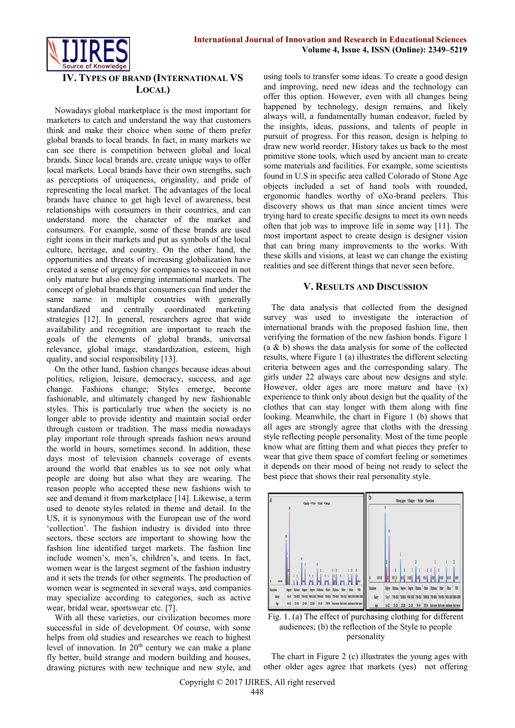## IV. Types of Brand (International vs Local)

Nowadays global marketplace is the most important for marketers to catch and understand the way that customers think and make their choice when some of them prefer global brands to local brands. In fact, in many markets we can see there is competition between global and local brands. Since local brands are, create unique ways to offer local markets. Local brands have their own strengths, such as perceptions of uniqueness, originality, and pride of representing the local market. The advantages of the local brands have chance to get high level of awareness, best relationships with consumers in their countries, and can understand more the character of the market and consumers. For example, some of these brands are used right icons in their markets and put as symbols of the local culture, heritage, and country. On the other hand, the opportunities and threats of increasing globalization have created a sense of urgency for companies to succeed in not only mature but also emerging international markets. The concept of global brands that consumers can find under the same name in multiple countries with generally standardized and centrally coordinated marketing strategies [12]. In general, researchers agree that wide availability and recognition are important to reach the goals of the elements of global brands, universal relevance, global image, standardization, esteem, high quality, and social responsibility [13].

On the other hand, fashion changes because ideas about politics, religion, leisure, democracy, success, and age change. Fashions change; Styles emerge, become fashionable, and ultimately changed by new fashionable styles. This is particularly true when the society is no longer able to provide identity and maintain social order through custom or tradition. The mass media nowadays play important role through spreads fashion news around the world in hours, sometimes second. In addition, these days most of television channels coverage of events around the world that enables us to see not only what people are doing but also what they are wearing. The reason people who accepted these new fashions wish to see and demand it from marketplace [14]. Likewise, a term used to denote styles related in theme and detail. In the US, it is synonymous with the European use of the word 'collection'. The fashion industry is divided into three sectors, these sectors are important to showing how the fashion line identified target markets. The fashion line include women's, men's, children's, and teens. In fact, women wear is the largest segment of the fashion industry and it sets the trends for other segments. The production of women wear is segmented in several ways, and companies may specialize according to categories, such as active wear, bridal wear, sportswear etc. [7].

With all these varieties, our civilization becomes more successful in side of development. Of course, with some helps from old studies and researches we reach to highest level of innovation. In 20th century we can make a plane fly better, build strange and modern building and houses, drawing pictures with new technique and new style, and using tools to transfer some ideas. To create a good design and improving, need new ideas and the technology can offer this option. However, even with all changes being happened by technology, design remains, and likely always will, a fundamentally human endeavor, fueled by the insights, ideas, passions, and talents of people in pursuit of progress. For this reason, design is helping to draw new world reorder. History takes us back to the most primitive stone tools, which used by ancient man to create some materials and facilities. For example, some scientists found in U.S in specific area called Colorado of Stone Age objects included a set of hand tools with rounded, ergonomic handles worthy of oXo-brand peelers. This discovery shows us that man since ancient times were trying hard to create specific designs to meet its own needs often that job was to improve life in some way [11]. The most important aspect to create design is designer vision that can bring many improvements to the works. With these skills and visions, at least we can change the existing realities and see different things that never seen before.

## V. Results and Discussion

The data analysis that collected from the designed survey was used to investigate the interaction of international brands with the proposed fashion line, then verifying the formation of the new fashion bonds. Figure 1 (a & b) shows the data analysis for some of the collected results, where Figure 1 (a) illustrates the different selecting criteria between ages and the corresponding salary. The girls under 22 always care about new designs and style. However, older ages are more mature and have (x) experience to think only about design but the quality of the clothes that can stay longer with them along with fine looking. Meanwhile, the chart in Figure 1 (b) shows that all ages are strongly agree that cloths with the dressing style reflecting people personality. Most of the time people know what are fitting them and what pieces they prefer to wear that give them space of comfort feeling or sometimes it depends on their mood of being not ready to select the best piece that shows their real personality style.

Fig. 1. (a) The effect of purchasing clothing for different audiences; (b) the reflection of the Style to people personality

The chart in Figure 2 (c) illustrates the young ages with other older ages agree that markets (yes) not offering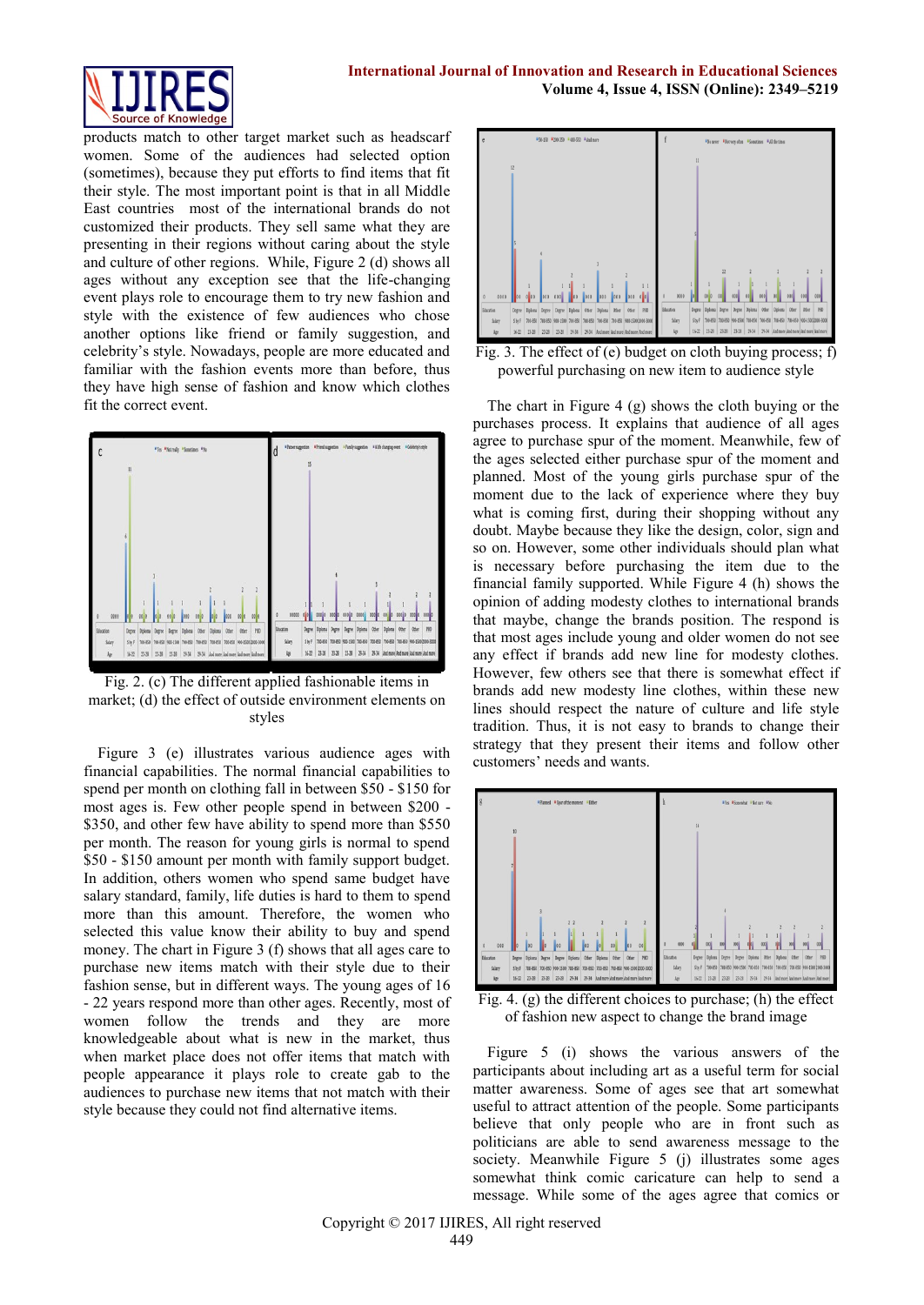products match to other target market such as headscarf women. Some of the audiences had selected option (sometimes), because they put efforts to find items that fit their style. The most important point is that in all Middle East countries most of the international brands do not customized their products. They sell same what they are presenting in their regions without caring about the style and culture of other regions. While, Figure 2 (d) shows all ages without any exception see that the life-changing event plays role to encourage them to try new fashion and style with the existence of few audiences who chose another options like friend or family suggestion, and celebrity's style. Nowadays, people are more educated and familiar with the fashion events more than before, thus they have high sense of fashion and know which clothes fit the correct event.

Fig. 2. (c) The different applied fashionable items in market; (d) the effect of outside environment elements on styles

Figure 3 (e) illustrates various audience ages with financial capabilities. The normal financial capabilities to spend per month on clothing fall in between $50 - $150 for most ages is. Few other people spend in between $200 - $350, and other few have ability to spend more than $550 per month. The reason for young girls is normal to spend $50 - $150 amount per month with family support budget. In addition, others women who spend same budget have salary standard, family, life duties is hard to them to spend more than this amount. Therefore, the women who selected this value know their ability to buy and spend money. The chart in Figure 3 (f) shows that all ages care to purchase new items match with their style due to their fashion sense, but in different ways. The young ages of 16 - 22 years respond more than other ages. Recently, most of women follow the trends and they are more knowledgeable about what is new in the market, thus when market place does not offer items that match with people appearance it plays role to create gab to the audiences to purchase new items that not match with their style because they could not find alternative items.

Fig. 3. The effect of (e) budget on cloth buying process; f) powerful purchasing on new item to audience style

The chart in Figure 4 (g) shows the cloth buying or the purchases process. It explains that audience of all ages agree to purchase spur of the moment. Meanwhile, few of the ages selected either purchase spur of the moment and planned. Most of the young girls purchase spur of the moment due to the lack of experience where they buy what is coming first, during their shopping without any doubt. Maybe because they like the design, color, sign and so on. However, some other individuals should plan what is necessary before purchasing the item due to the financial family supported. While Figure 4 (h) shows the opinion of adding modesty clothes to international brands that maybe, change the brands position. The respond is that most ages include young and older women do not see any effect if brands add new line for modesty clothes. However, few others see that there is somewhat effect if brands add new modesty line clothes, within these new lines should respect the nature of culture and life style tradition. Thus, it is not easy to brands to change their strategy that they present their items and follow other customers' needs and wants.

Fig. 4. (g) the different choices to purchase; (h) the effect of fashion new aspect to change the brand image

Figure 5 (i) shows the various answers of the participants about including art as a useful term for social matter awareness. Some of ages see that art somewhat useful to attract attention of the people. Some participants believe that only people who are in front such as politicians are able to send awareness message to the society. Meanwhile Figure 5 (j) illustrates some ages somewhat think comic caricature can help to send a message. While some of the ages agree that comics or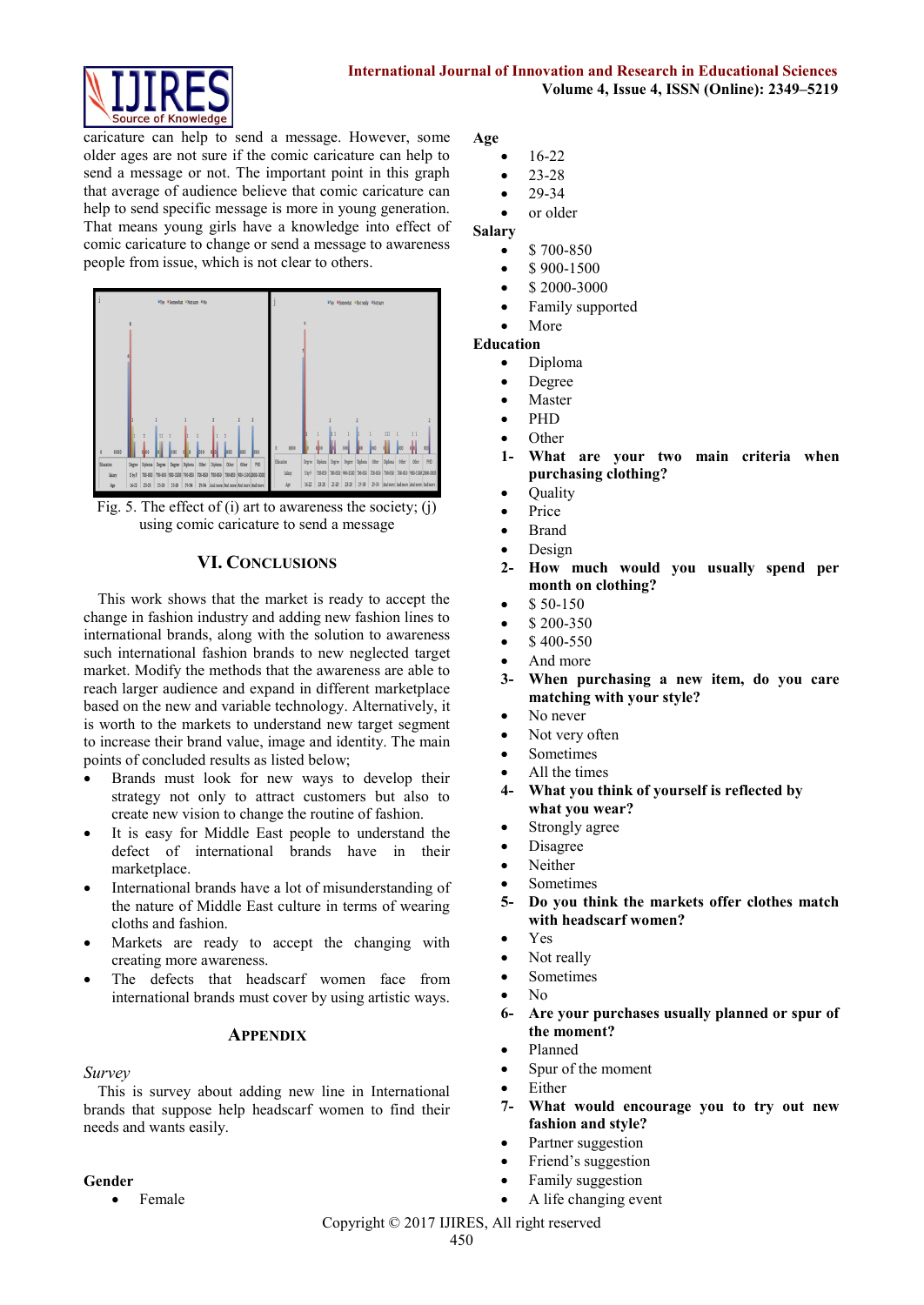caricature can help to send a message. However, some older ages are not sure if the comic caricature can help to send a message or not. The important point in this graph that average of audience believe that comic caricature can help to send specific message is more in young generation. That means young girls have a knowledge into effect of comic caricature to change or send a message to awareness people from issue, which is not clear to others.

Fig. 5. The effect of (i) art to awareness the society; (j) using comic caricature to send a message

## VI. Conclusions

This work shows that the market is ready to accept the change in fashion industry and adding new fashion lines to international brands, along with the solution to awareness such international fashion brands to new neglected target market. Modify the methods that the awareness are able to reach larger audience and expand in different marketplace based on the new and variable technology. Alternatively, it is worth to the markets to understand new target segment to increase their brand value, image and identity. The main points of concluded results as listed below;

- Brands must look for new ways to develop their strategy not only to attract customers but also to create new vision to change the routine of fashion.
- It is easy for Middle East people to understand the defect of international brands have in their marketplace.
- International brands have a lot of misunderstanding of the nature of Middle East culture in terms of wearing cloths and fashion.
- Markets are ready to accept the changing with creating more awareness.
- The defects that headscarf women face from international brands must cover by using artistic ways.

## Appendix

*Survey*

This is survey about adding new line in International brands that suppose help headscarf women to find their needs and wants easily.

**Gender**

- Female

**Age**

- 16-22
- 23-28
- 29-34
- or older

**Salary**

- $ 700-850
- $ 900-1500
- $ 2000-3000
- Family supported
- More

**Education**

- Diploma
- Degree
- Master
- PHD
- Other

**1- What are your two main criteria when purchasing clothing?**

- Quality
- Price
- Brand
- Design

**2- How much would you usually spend per month on clothing?**

- $ 50-150
- $ 200-350
- $ 400-550
- And more

**3- When purchasing a new item, do you care matching with your style?**

- No never
- Not very often
- Sometimes
- All the times

**4- What you think of yourself is reflected by what you wear?**

- Strongly agree
- Disagree
- Neither
- Sometimes

**5- Do you think the markets offer clothes match with headscarf women?**

- Yes
- Not really
- Sometimes
- No

**6- Are your purchases usually planned or spur of the moment?**

- Planned
- Spur of the moment
- Either

**7- What would encourage you to try out new fashion and style?**

- Partner suggestion
- Friend's suggestion
- Family suggestion
- A life changing event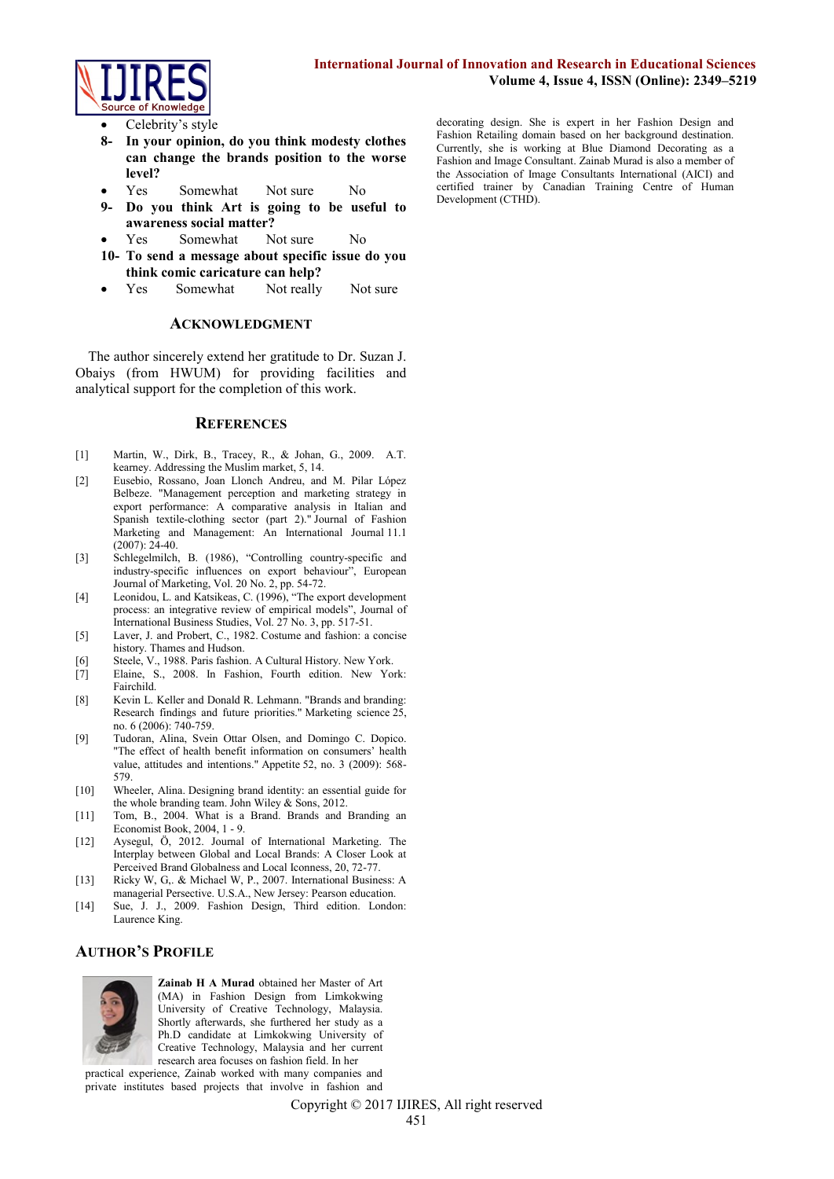- Celebrity's style

**8- In your opinion, do you think modesty clothes can change the brands position to the worse level?**

- Yes Somewhat Not sure No

**9- Do you think Art is going to be useful to awareness social matter?**

- Yes Somewhat Not sure No

**10- To send a message about specific issue do you think comic caricature can help?**

- Yes Somewhat Not really Not sure

## Acknowledgment

The author sincerely extend her gratitude to Dr. Suzan J. Obaiys (from HWUM) for providing facilities and analytical support for the completion of this work.

## References

[1] Martin, W., Dirk, B., Tracey, R., & Johan, G., 2009. A.T. kearney. Addressing the Muslim market, 5, 14.

[2] Eusebio, Rossano, Joan Llonch Andreu, and M. Pilar López Belbeze. "Management perception and marketing strategy in export performance: A comparative analysis in Italian and Spanish textile-clothing sector (part 2)." Journal of Fashion Marketing and Management: An International Journal 11.1 (2007): 24-40.

[3] Schlegelmilch, B. (1986), "Controlling country-specific and industry-specific influences on export behaviour", European Journal of Marketing, Vol. 20 No. 2, pp. 54-72.

[4] Leonidou, L. and Katsikeas, C. (1996), "The export development process: an integrative review of empirical models", Journal of International Business Studies, Vol. 27 No. 3, pp. 517-51.

[5] Laver, J. and Probert, C., 1982. Costume and fashion: a concise history. Thames and Hudson.

[6] Steele, V., 1988. Paris fashion. A Cultural History. New York.

[7] Elaine, S., 2008. In Fashion, Fourth edition. New York: Fairchild.

[8] Kevin L. Keller and Donald R. Lehmann. "Brands and branding: Research findings and future priorities." Marketing science 25, no. 6 (2006): 740-759.

[9] Tudoran, Alina, Svein Ottar Olsen, and Domingo C. Dopico. "The effect of health benefit information on consumers' health value, attitudes and intentions." Appetite 52, no. 3 (2009): 568-579.

[10] Wheeler, Alina. Designing brand identity: an essential guide for the whole branding team. John Wiley & Sons, 2012.

[11] Tom, B., 2004. What is a Brand. Brands and Branding an Economist Book, 2004, 1 - 9.

[12] Aysegul, Ö, 2012. Journal of International Marketing. The Interplay between Global and Local Brands: A Closer Look at Perceived Brand Globalness and Local Iconness, 20, 72-77.

[13] Ricky W, G,. & Michael W, P., 2007. International Business: A managerial Persective. U.S.A., New Jersey: Pearson education.

[14] Sue, J. J., 2009. Fashion Design, Third edition. London: Laurence King.

## Author's Profile

**Zainab H A Murad** obtained her Master of Art (MA) in Fashion Design from Limkokwing University of Creative Technology, Malaysia. Shortly afterwards, she furthered her study as a Ph.D candidate at Limkokwing University of Creative Technology, Malaysia and her current research area focuses on fashion field. In her practical experience, Zainab worked with many companies and private institutes based projects that involve in fashion and decorating design. She is expert in her Fashion Design and Fashion Retailing domain based on her background destination. Currently, she is working at Blue Diamond Decorating as a Fashion and Image Consultant. Zainab Murad is also a member of the Association of Image Consultants International (AICI) and certified trainer by Canadian Training Centre of Human Development (CTHD).